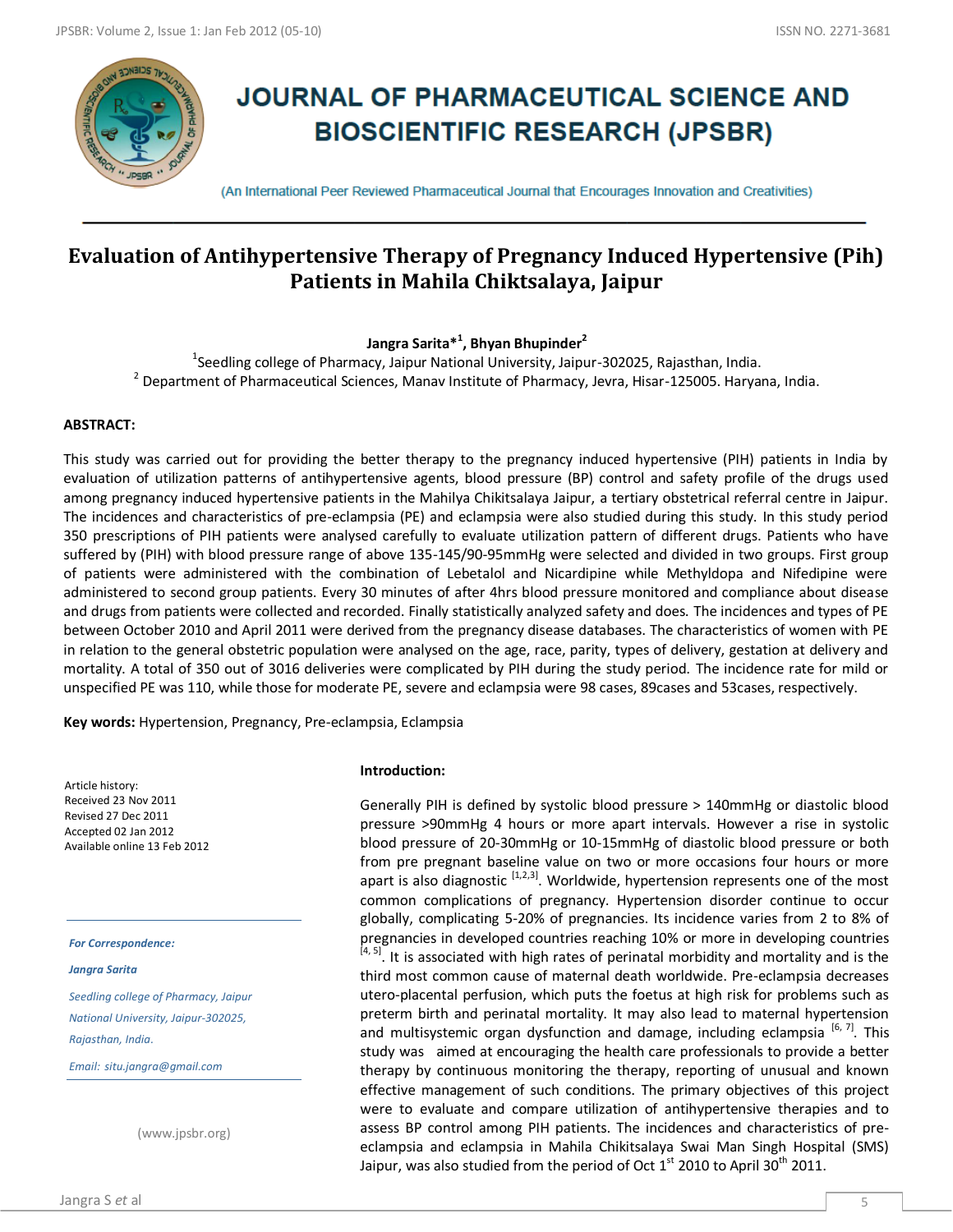# JOURNAL OF PHARMACEUTICAL SCIENCE AND BIOSCIENTIFIC RESEARCH (JPSBR)

(An International Peer Reviewed Pharmaceutical Journal that Encourages Innovation and Creativities)

## Evaluation of Antihypertensive Therapy of Pregnancy Induced Hypertensive (Pih) Patients in Mahila Chiktsalaya, Jaipur

**Jangra Sarita*[1], Bhyan Bhupinder[2]**

[1]Seedling college of Pharmacy, Jaipur National University, Jaipur-302025, Rajasthan, India.
[2] Department of Pharmaceutical Sciences, Manav Institute of Pharmacy, Jevra, Hisar-125005. Haryana, India.

### ABSTRACT:

This study was carried out for providing the better therapy to the pregnancy induced hypertensive (PIH) patients in India by evaluation of utilization patterns of antihypertensive agents, blood pressure (BP) control and safety profile of the drugs used among pregnancy induced hypertensive patients in the Mahilya Chikitsalaya Jaipur, a tertiary obstetrical referral centre in Jaipur. The incidences and characteristics of pre-eclampsia (PE) and eclampsia were also studied during this study. In this study period 350 prescriptions of PIH patients were analysed carefully to evaluate utilization pattern of different drugs. Patients who have suffered by (PIH) with blood pressure range of above 135-145/90-95mmHg were selected and divided in two groups. First group of patients were administered with the combination of Lebetalol and Nicardipine while Methyldopa and Nifedipine were administered to second group patients. Every 30 minutes of after 4hrs blood pressure monitored and compliance about disease and drugs from patients were collected and recorded. Finally statistically analyzed safety and does. The incidences and types of PE between October 2010 and April 2011 were derived from the pregnancy disease databases. The characteristics of women with PE in relation to the general obstetric population were analysed on the age, race, parity, types of delivery, gestation at delivery and mortality. A total of 350 out of 3016 deliveries were complicated by PIH during the study period. The incidence rate for mild or unspecified PE was 110, while those for moderate PE, severe and eclampsia were 98 cases, 89cases and 53cases, respectively.

**Key words:** Hypertension, Pregnancy, Pre-eclampsia, Eclampsia

Article history:
Received 23 Nov 2011
Revised 27 Dec 2011
Accepted 02 Jan 2012
Available online 13 Feb 2012

*For Correspondence:*

*Jangra Sarita*

*Seedling college of Pharmacy, Jaipur National University, Jaipur-302025, Rajasthan, India.*

*Email: situ.jangra@gmail.com*

(www.jpsbr.org)

### Introduction:

Generally PIH is defined by systolic blood pressure > 140mmHg or diastolic blood pressure >90mmHg 4 hours or more apart intervals. However a rise in systolic blood pressure of 20-30mmHg or 10-15mmHg of diastolic blood pressure or both from pre pregnant baseline value on two or more occasions four hours or more apart is also diagnostic [1,2,3]. Worldwide, hypertension represents one of the most common complications of pregnancy. Hypertension disorder continue to occur globally, complicating 5-20% of pregnancies. Its incidence varies from 2 to 8% of pregnancies in developed countries reaching 10% or more in developing countries [4, 5]. It is associated with high rates of perinatal morbidity and mortality and is the third most common cause of maternal death worldwide. Pre-eclampsia decreases utero-placental perfusion, which puts the foetus at high risk for problems such as preterm birth and perinatal mortality. It may also lead to maternal hypertension and multisystemic organ dysfunction and damage, including eclampsia [6, 7]. This study was aimed at encouraging the health care professionals to provide a better therapy by continuous monitoring the therapy, reporting of unusual and known effective management of such conditions. The primary objectives of this project were to evaluate and compare utilization of antihypertensive therapies and to assess BP control among PIH patients. The incidences and characteristics of pre-eclampsia and eclampsia in Mahila Chikitsalaya Swai Man Singh Hospital (SMS) Jaipur, was also studied from the period of Oct 1st 2010 to April 30th 2011.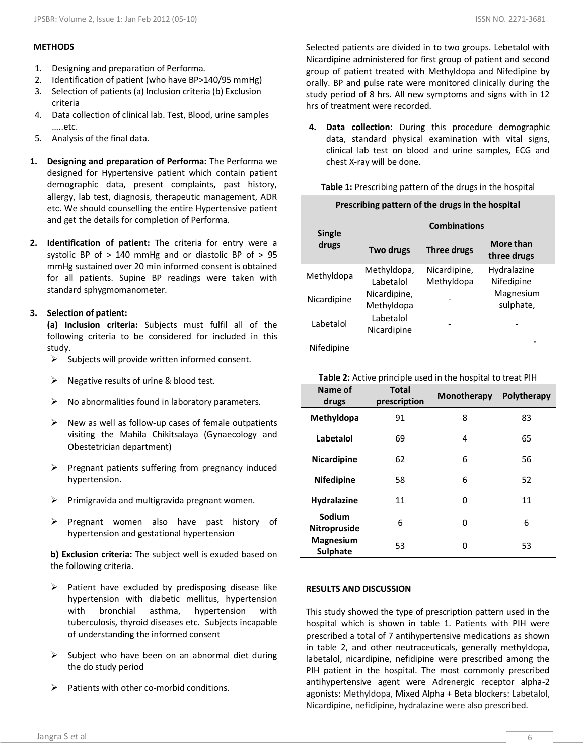## METHODS

1. Designing and preparation of Performa.
2. Identification of patient (who have BP>140/95 mmHg)
3. Selection of patients (a) Inclusion criteria (b) Exclusion criteria
4. Data collection of clinical lab. Test, Blood, urine samples …..etc.
5. Analysis of the final data.

1. **Designing and preparation of Performa:** The Performa we designed for Hypertensive patient which contain patient demographic data, present complaints, past history, allergy, lab test, diagnosis, therapeutic management, ADR etc. We should counselling the entire Hypertensive patient and get the details for completion of Performa.

2. **Identification of patient:** The criteria for entry were a systolic BP of > 140 mmHg and or diastolic BP of > 95 mmHg sustained over 20 min informed consent is obtained for all patients. Supine BP readings were taken with standard sphygmomanometer.

3. **Selection of patient:**

   **(a) Inclusion criteria:** Subjects must fulfil all of the following criteria to be considered for included in this study.

   - Subjects will provide written informed consent.
   - Negative results of urine & blood test.
   - No abnormalities found in laboratory parameters.
   - New as well as follow-up cases of female outpatients visiting the Mahila Chikitsalaya (Gynaecology and Obestetrician department)
   - Pregnant patients suffering from pregnancy induced hypertension.
   - Primigravida and multigravida pregnant women.
   - Pregnant women also have past history of hypertension and gestational hypertension

   **b) Exclusion criteria:** The subject well is exuded based on the following criteria.

   - Patient have excluded by predisposing disease like hypertension with diabetic mellitus, hypertension with bronchial asthma, hypertension with tuberculosis, thyroid diseases etc. Subjects incapable of understanding the informed consent
   - Subject who have been on an abnormal diet during the do study period
   - Patients with other co-morbid conditions.

Selected patients are divided in to two groups. Lebetalol with Nicardipine administered for first group of patient and second group of patient treated with Methyldopa and Nifedipine by orally. BP and pulse rate were monitored clinically during the study period of 8 hrs. All new symptoms and signs with in 12 hrs of treatment were recorded.

4. **Data collection:** During this procedure demographic data, standard physical examination with vital signs, clinical lab test on blood and urine samples, ECG and chest X-ray will be done.

**Table 1:** Prescribing pattern of the drugs in the hospital

| Prescribing pattern of the drugs in the hospital | | | |
|---|---|---|---|
| Single drugs | Combinations | | |
| | Two drugs | Three drugs | More than three drugs |
| Methyldopa | Methyldopa, Labetalol | Nicardipine, Methyldopa | Hydralazine Nifedipine |
| Nicardipine | Nicardipine, Methyldopa | - | Magnesium sulphate, |
| Labetalol | Labetalol Nicardipine | - | - |
| Nifedipine | | | - |

**Table 2:** Active principle used in the hospital to treat PIH

| Name of drugs | Total prescription | Monotherapy | Polytherapy |
|---|---|---|---|
| **Methyldopa** | 91 | 8 | 83 |
| **Labetalol** | 69 | 4 | 65 |
| **Nicardipine** | 62 | 6 | 56 |
| **Nifedipine** | 58 | 6 | 52 |
| **Hydralazine** | 11 | 0 | 11 |
| **Sodium Nitroprusside** | 6 | 0 | 6 |
| **Magnesium Sulphate** | 53 | 0 | 53 |

## RESULTS AND DISCUSSION

This study showed the type of prescription pattern used in the hospital which is shown in table 1. Patients with PIH were prescribed a total of 7 antihypertensive medications as shown in table 2, and other neutraceuticals, generally methyldopa, labetalol, nicardipine, nefidipine were prescribed among the PIH patient in the hospital. The most commonly prescribed antihypertensive agent were Adrenergic receptor alpha-2 agonists: Methyldopa, Mixed Alpha + Beta blockers: Labetalol, Nicardipine, nefidipine, hydralazine were also prescribed.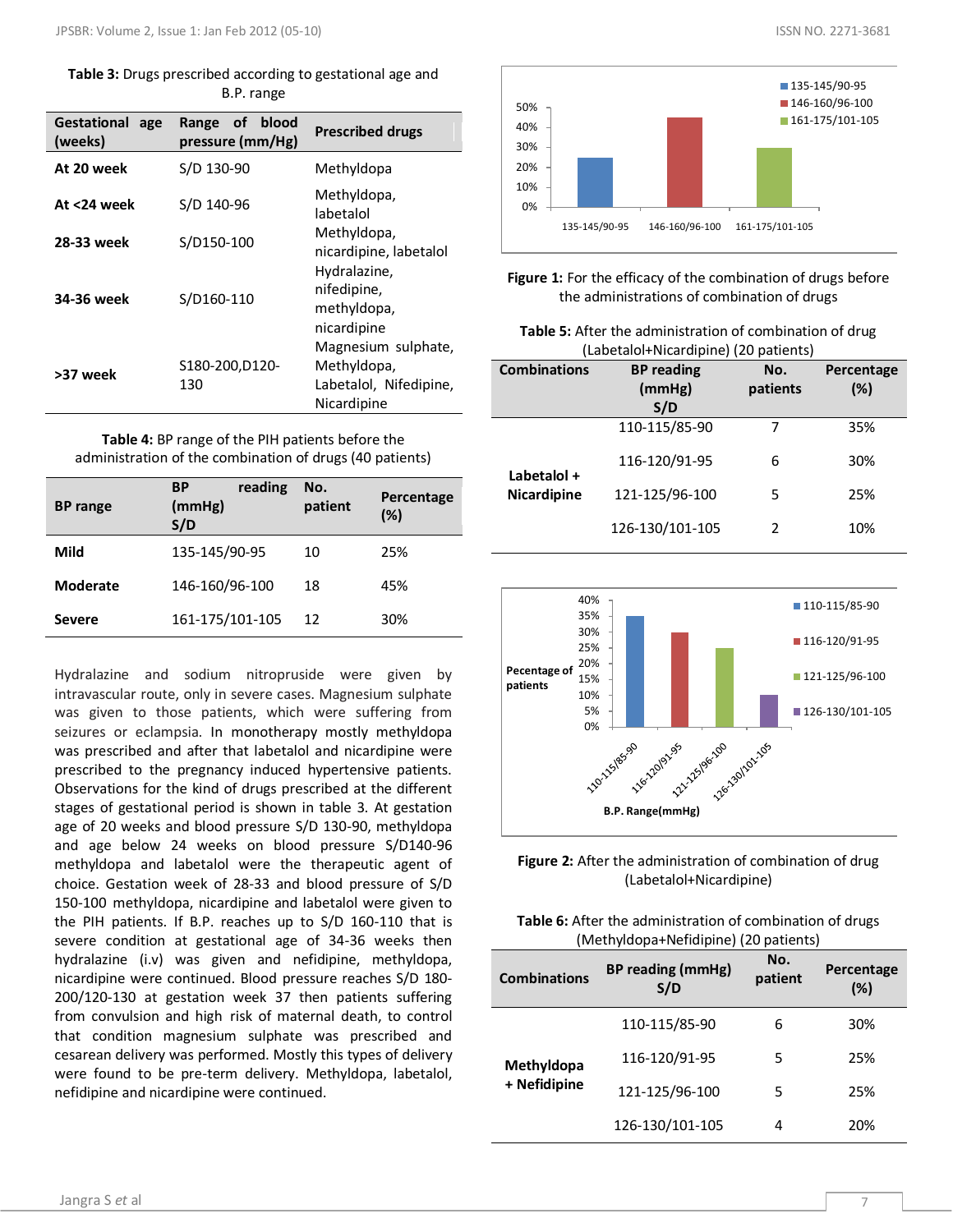**Table 3:** Drugs prescribed according to gestational age and B.P. range

| Gestational age (weeks) | Range of blood pressure (mm/Hg) | Prescribed drugs |
|---|---|---|
| **At 20 week** | S/D 130-90 | Methyldopa |
| **At <24 week** | S/D 140-96 | Methyldopa, labetalol |
| **28-33 week** | S/D150-100 | Methyldopa, nicardipine, labetalol |
| **34-36 week** | S/D160-110 | Hydralazine, nifedipine, methyldopa, nicardipine |
| **>37 week** | S180-200,D120-130 | Magnesium sulphate, Methyldopa, Labetalol, Nifedipine, Nicardipine |

**Table 4:** BP range of the PIH patients before the administration of the combination of drugs (40 patients)

| BP range | BP reading (mmHg) S/D | No. patient | Percentage (%) |
|---|---|---|---|
| **Mild** | 135-145/90-95 | 10 | 25% |
| **Moderate** | 146-160/96-100 | 18 | 45% |
| **Severe** | 161-175/101-105 | 12 | 30% |

Hydralazine and sodium nitropruside were given by intravascular route, only in severe cases. Magnesium sulphate was given to those patients, which were suffering from seizures or eclampsia. In monotherapy mostly methyldopa was prescribed and after that labetalol and nicardipine were prescribed to the pregnancy induced hypertensive patients. Observations for the kind of drugs prescribed at the different stages of gestational period is shown in table 3. At gestation age of 20 weeks and blood pressure S/D 130-90, methyldopa and age below 24 weeks on blood pressure S/D140-96 methyldopa and labetalol were the therapeutic agent of choice. Gestation week of 28-33 and blood pressure of S/D 150-100 methyldopa, nicardipine and labetalol were given to the PIH patients. If B.P. reaches up to S/D 160-110 that is severe condition at gestational age of 34-36 weeks then hydralazine (i.v) was given and nefidipine, methyldopa, nicardipine were continued. Blood pressure reaches S/D 180-200/120-130 at gestation week 37 then patients suffering from convulsion and high risk of maternal death, to control that condition magnesium sulphate was prescribed and cesarean delivery was performed. Mostly this types of delivery were found to be pre-term delivery. Methyldopa, labetalol, nefidipine and nicardipine were continued.

**Figure 1:** For the efficacy of the combination of drugs before the administrations of combination of drugs

**Table 5:** After the administration of combination of drug (Labetalol+Nicardipine) (20 patients)

| Combinations | BP reading (mmHg) S/D | No. patients | Percentage (%) |
|---|---|---|---|
| **Labetalol + Nicardipine** | 110-115/85-90 | 7 | 35% |
| | 116-120/91-95 | 6 | 30% |
| | 121-125/96-100 | 5 | 25% |
| | 126-130/101-105 | 2 | 10% |

**Figure 2:** After the administration of combination of drug (Labetalol+Nicardipine)

**Table 6:** After the administration of combination of drugs (Methyldopa+Nefidipine) (20 patients)

| Combinations | BP reading (mmHg) S/D | No. patient | Percentage (%) |
|---|---|---|---|
| **Methyldopa + Nefidipine** | 110-115/85-90 | 6 | 30% |
| | 116-120/91-95 | 5 | 25% |
| | 121-125/96-100 | 5 | 25% |
| | 126-130/101-105 | 4 | 20% |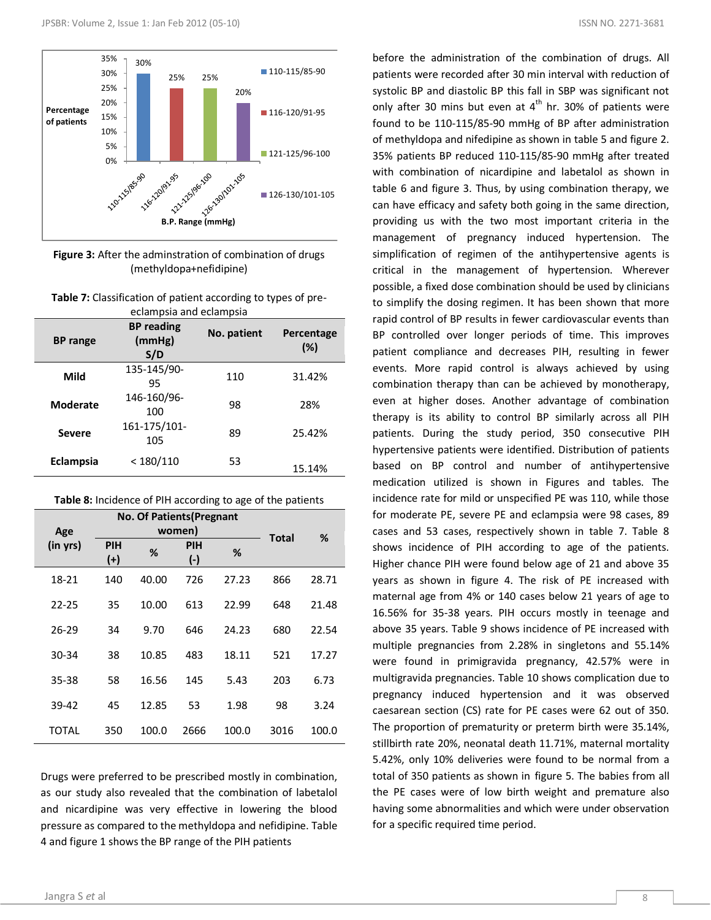**Figure 3:** After the adminstration of combination of drugs (methyldopa+nefidipine)

**Table 7:** Classification of patient according to types of pre-eclampsia and eclampsia

| BP range | BP reading (mmHg) S/D | No. patient | Percentage (%) |
|---|---|---|---|
| **Mild** | 135-145/90-95 | 110 | 31.42% |
| **Moderate** | 146-160/96-100 | 98 | 28% |
| **Severe** | 161-175/101-105 | 89 | 25.42% |
| **Eclampsia** | < 180/110 | 53 | 15.14% |

**Table 8:** Incidence of PIH according to age of the patients

| Age (in yrs) | No. Of Patients(Pregnant women) | | | | Total | % |
|---|---|---|---|---|---|---|
| | PIH (+) | % | PIH (-) | % | | |
| 18-21 | 140 | 40.00 | 726 | 27.23 | 866 | 28.71 |
| 22-25 | 35 | 10.00 | 613 | 22.99 | 648 | 21.48 |
| 26-29 | 34 | 9.70 | 646 | 24.23 | 680 | 22.54 |
| 30-34 | 38 | 10.85 | 483 | 18.11 | 521 | 17.27 |
| 35-38 | 58 | 16.56 | 145 | 5.43 | 203 | 6.73 |
| 39-42 | 45 | 12.85 | 53 | 1.98 | 98 | 3.24 |
| TOTAL | 350 | 100.0 | 2666 | 100.0 | 3016 | 100.0 |

Drugs were preferred to be prescribed mostly in combination, as our study also revealed that the combination of labetalol and nicardipine was very effective in lowering the blood pressure as compared to the methyldopa and nefidipine. Table 4 and figure 1 shows the BP range of the PIH patients before the administration of the combination of drugs. All patients were recorded after 30 min interval with reduction of systolic BP and diastolic BP this fall in SBP was significant not only after 30 mins but even at 4[th] hr. 30% of patients were found to be 110-115/85-90 mmHg of BP after administration of methyldopa and nifedipine as shown in table 5 and figure 2. 35% patients BP reduced 110-115/85-90 mmHg after treated with combination of nicardipine and labetalol as shown in table 6 and figure 3. Thus, by using combination therapy, we can have efficacy and safety both going in the same direction, providing us with the two most important criteria in the management of pregnancy induced hypertension. The simplification of regimen of the antihypertensive agents is critical in the management of hypertension. Wherever possible, a fixed dose combination should be used by clinicians to simplify the dosing regimen. It has been shown that more rapid control of BP results in fewer cardiovascular events than BP controlled over longer periods of time. This improves patient compliance and decreases PIH, resulting in fewer events. More rapid control is always achieved by using combination therapy than can be achieved by monotherapy, even at higher doses. Another advantage of combination therapy is its ability to control BP similarly across all PIH patients. During the study period, 350 consecutive PIH hypertensive patients were identified. Distribution of patients based on BP control and number of antihypertensive medication utilized is shown in Figures and tables. The incidence rate for mild or unspecified PE was 110, while those for moderate PE, severe PE and eclampsia were 98 cases, 89 cases and 53 cases, respectively shown in table 7. Table 8 shows incidence of PIH according to age of the patients. Higher chance PIH were found below age of 21 and above 35 years as shown in figure 4. The risk of PE increased with maternal age from 4% or 140 cases below 21 years of age to 16.56% for 35-38 years. PIH occurs mostly in teenage and above 35 years. Table 9 shows incidence of PE increased with multiple pregnancies from 2.28% in singletons and 55.14% were found in primigravida pregnancy, 42.57% were in multigravida pregnancies. Table 10 shows complication due to pregnancy induced hypertension and it was observed caesarean section (CS) rate for PE cases were 62 out of 350. The proportion of prematurity or preterm birth were 35.14%, stillbirth rate 20%, neonatal death 11.71%, maternal mortality 5.42%, only 10% deliveries were found to be normal from a total of 350 patients as shown in figure 5. The babies from all the PE cases were of low birth weight and premature also having some abnormalities and which were under observation for a specific required time period.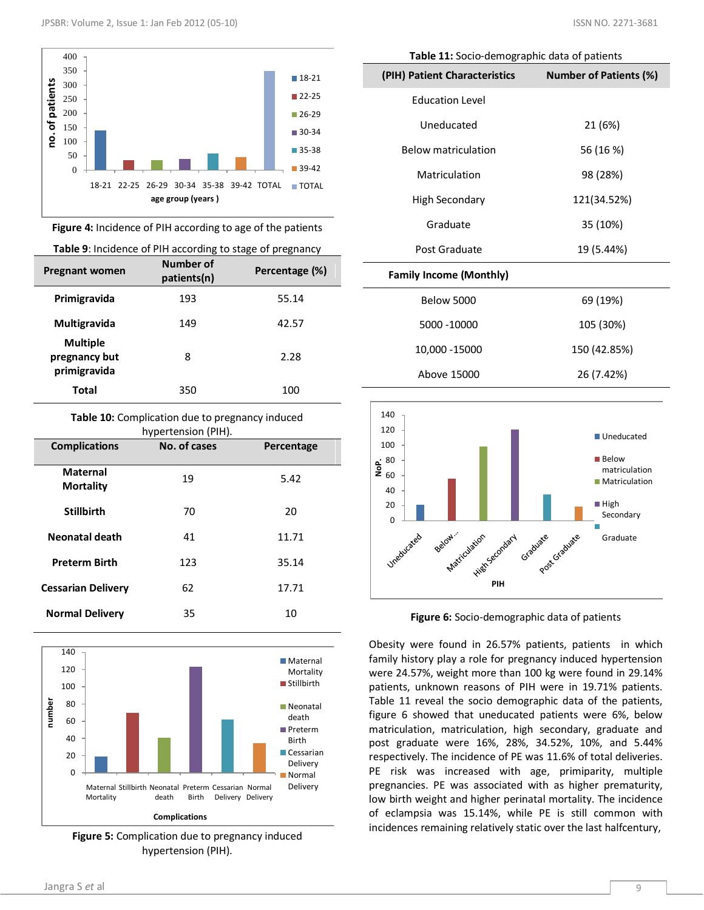**Figure 4:** Incidence of PIH according to age of the patients

**Table 9**: Incidence of PIH according to stage of pregnancy

| Pregnant women | Number of patients(n) | Percentage (%) |
|---|---|---|
| Primigravida | 193 | 55.14 |
| Multigravida | 149 | 42.57 |
| Multiple pregnancy but primigravida | 8 | 2.28 |
| Total | 350 | 100 |

**Table 10:** Complication due to pregnancy induced hypertension (PIH).

| Complications | No. of cases | Percentage |
|---|---|---|
| Maternal Mortality | 19 | 5.42 |
| Stillbirth | 70 | 20 |
| Neonatal death | 41 | 11.71 |
| Preterm Birth | 123 | 35.14 |
| Cessarian Delivery | 62 | 17.71 |
| Normal Delivery | 35 | 10 |

**Figure 5:** Complication due to pregnancy induced hypertension (PIH).

**Table 11:** Socio-demographic data of patients

| (PIH) Patient Characteristics | Number of Patients (%) |
|---|---|
| Education Level | |
| Uneducated | 21 (6%) |
| Below matriculation | 56 (16 %) |
| Matriculation | 98 (28%) |
| High Secondary | 121(34.52%) |
| Graduate | 35 (10%) |
| Post Graduate | 19 (5.44%) |
| **Family Income (Monthly)** | |
| Below 5000 | 69 (19%) |
| 5000 -10000 | 105 (30%) |
| 10,000 -15000 | 150 (42.85%) |
| Above 15000 | 26 (7.42%) |

**Figure 6:** Socio-demographic data of patients

Obesity were found in 26.57% patients, patients in which family history play a role for pregnancy induced hypertension were 24.57%, weight more than 100 kg were found in 29.14% patients, unknown reasons of PIH were in 19.71% patients. Table 11 reveal the socio demographic data of the patients, figure 6 showed that uneducated patients were 6%, below matriculation, matriculation, high secondary, graduate and post graduate were 16%, 28%, 34.52%, 10%, and 5.44% respectively. The incidence of PE was 11.6% of total deliveries. PE risk was increased with age, primiparity, multiple pregnancies. PE was associated with as higher prematurity, low birth weight and higher perinatal mortality. The incidence of eclampsia was 15.14%, while PE is still common with incidences remaining relatively static over the last halfcentury,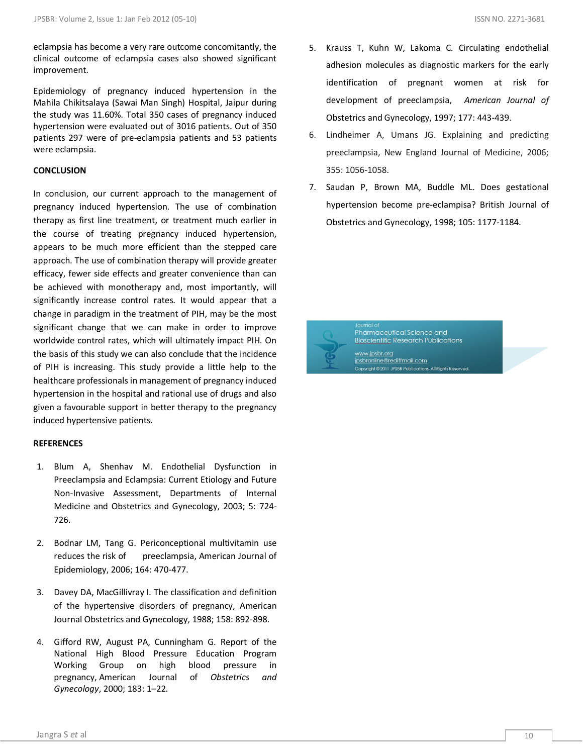eclampsia has become a very rare outcome concomitantly, the clinical outcome of eclampsia cases also showed significant improvement.

Epidemiology of pregnancy induced hypertension in the Mahila Chikitsalaya (Sawai Man Singh) Hospital, Jaipur during the study was 11.60%. Total 350 cases of pregnancy induced hypertension were evaluated out of 3016 patients. Out of 350 patients 297 were of pre-eclampsia patients and 53 patients were eclampsia.

**CONCLUSION**

In conclusion, our current approach to the management of pregnancy induced hypertension. The use of combination therapy as first line treatment, or treatment much earlier in the course of treating pregnancy induced hypertension, appears to be much more efficient than the stepped care approach. The use of combination therapy will provide greater efficacy, fewer side effects and greater convenience than can be achieved with monotherapy and, most importantly, will significantly increase control rates. It would appear that a change in paradigm in the treatment of PIH, may be the most significant change that we can make in order to improve worldwide control rates, which will ultimately impact PIH. On the basis of this study we can also conclude that the incidence of PIH is increasing. This study provide a little help to the healthcare professionals in management of pregnancy induced hypertension in the hospital and rational use of drugs and also given a favourable support in better therapy to the pregnancy induced hypertensive patients.

**REFERENCES**

1. Blum A, Shenhav M. Endothelial Dysfunction in Preeclampsia and Eclampsia: Current Etiology and Future Non-Invasive Assessment, Departments of Internal Medicine and Obstetrics and Gynecology, 2003; 5: 724-726.
2. Bodnar LM, Tang G. Periconceptional multivitamin use reduces the risk of preeclampsia, American Journal of Epidemiology, 2006; 164: 470-477.
3. Davey DA, MacGillivray I. The classification and definition of the hypertensive disorders of pregnancy, American Journal Obstetrics and Gynecology, 1988; 158: 892-898.
4. Gifford RW, August PA, Cunningham G. Report of the National High Blood Pressure Education Program Working Group on high blood pressure in pregnancy, American Journal of *Obstetrics and Gynecology*, 2000; 183: 1–22.
5. Krauss T, Kuhn W, Lakoma C. Circulating endothelial adhesion molecules as diagnostic markers for the early identification of pregnant women at risk for development of preeclampsia, *American Journal of* Obstetrics and Gynecology, 1997; 177: 443-439.
6. Lindheimer A, Umans JG. Explaining and predicting preeclampsia, New England Journal of Medicine, 2006; 355: 1056-1058.
7. Saudan P, Brown MA, Buddle ML. Does gestational hypertension become pre-eclampisa? British Journal of Obstetrics and Gynecology, 1998; 105: 1177-1184.

Journal of
Pharmaceutical Science and
Bioscientific Research Publications
www.jpsbr.org
jpsbronline@rediffmail.com
Copyright © 2011 JPSBR Publications, All Rights Reserved.